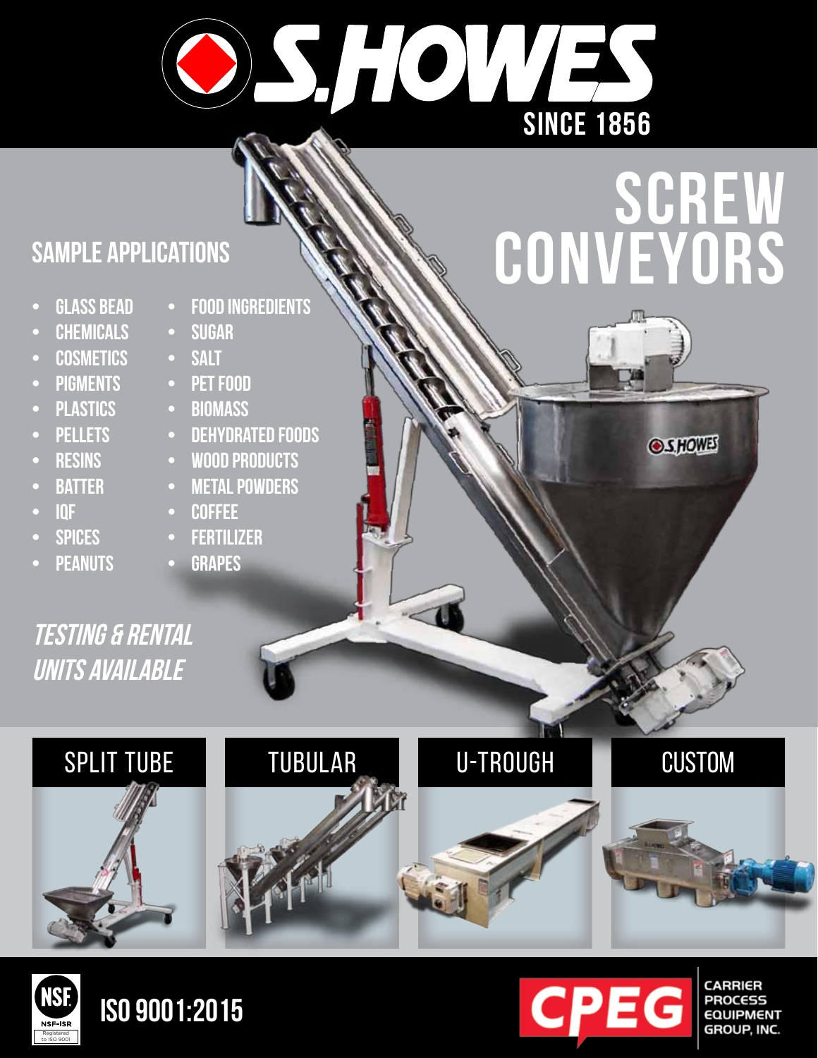# S.HOWES

SINCE 1856

# SCREW CONVEYORS

## SAMPLE APPLICATIONS

- GLASS BEAD
- CHEMICALS
- COSMETICS
- PIGMENTS
- PLASTICS
- PELLETS
- RESINS
- BATTER
- IQF
- SPICES
- PEANUTS
- FOOD INGREDIENTS
- SUGAR
- SALT
- PET FOOD
- BIOMASS
- DEHYDRATED FOODS
- WOOD PRODUCTS
- METAL POWDERS
- COFFEE
- FERTILIZER
- GRAPES

*TESTING & RENTAL UNITS AVAILABLE*

SPLIT TUBE

TUBULAR

U-TROUGH

CUSTOM

NSF-ISR Registered to ISO 9001

**ISO 9001:2015**

CPEG CARRIER PROCESS EQUIPMENT GROUP, INC.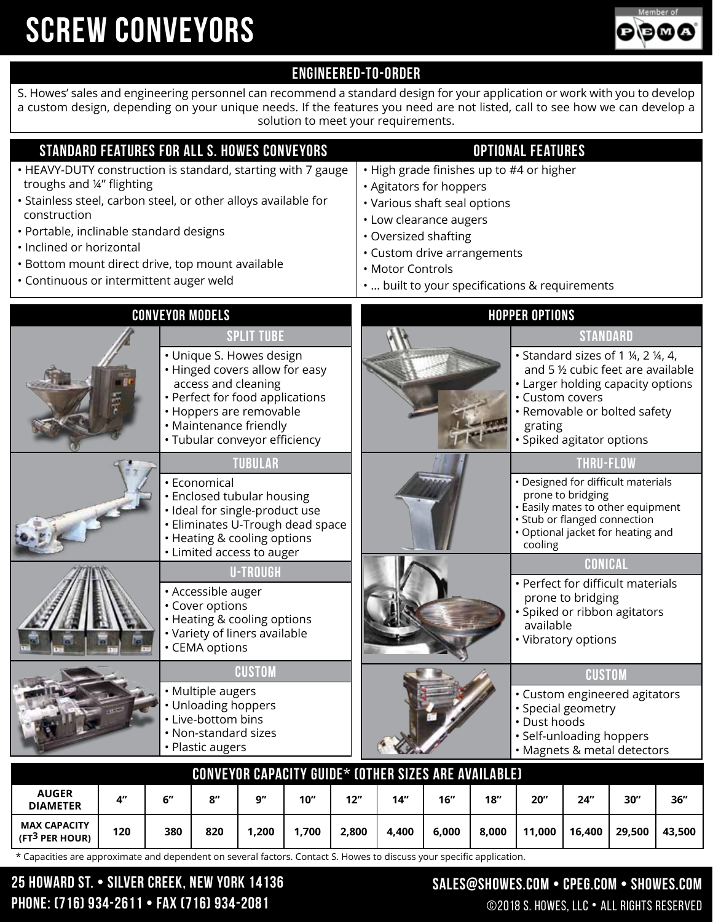# SCREW CONVEYORS

## ENGINEERED-TO-ORDER

S. Howes' sales and engineering personnel can recommend a standard design for your application or work with you to develop a custom design, depending on your unique needs. If the features you need are not listed, call to see how we can develop a solution to meet your requirements.

## STANDARD FEATURES FOR ALL S. HOWES CONVEYORS

- HEAVY-DUTY construction is standard, starting with 7 gauge troughs and ¼" flighting
- Stainless steel, carbon steel, or other alloys available for construction
- Portable, inclinable standard designs
- Inclined or horizontal
- Bottom mount direct drive, top mount available
- Continuous or intermittent auger weld

## OPTIONAL FEATURES

- High grade finishes up to #4 or higher
- Agitators for hoppers
- Various shaft seal options
- Low clearance augers
- Oversized shafting
- Custom drive arrangements
- Motor Controls
- ... built to your specifications & requirements

## CONVEYOR MODELS

### SPLIT TUBE

- Unique S. Howes design
- Hinged covers allow for easy access and cleaning
- Perfect for food applications
- Hoppers are removable
- Maintenance friendly
- Tubular conveyor efficiency

### TUBULAR

- Economical
- Enclosed tubular housing
- Ideal for single-product use
- Eliminates U-Trough dead space
- Heating & cooling options
- Limited access to auger

### U-TROUGH

- Accessible auger
- Cover options
- Heating & cooling options
- Variety of liners available
- CEMA options

### CUSTOM

- Multiple augers
- Unloading hoppers
- Live-bottom bins
- Non-standard sizes
- Plastic augers

## HOPPER OPTIONS

### STANDARD

- Standard sizes of 1 ¼, 2 ¼, 4, and 5 ½ cubic feet are available
- Larger holding capacity options
- Custom covers
- Removable or bolted safety grating
- Spiked agitator options

### THRU-FLOW

- Designed for difficult materials prone to bridging
- Easily mates to other equipment
- Stub or flanged connection
- Optional jacket for heating and cooling

### CONICAL

- Perfect for difficult materials prone to bridging
- Spiked or ribbon agitators available
- Vibratory options

### CUSTOM

- Custom engineered agitators
- Special geometry
- Dust hoods
- Self-unloading hoppers
- Magnets & metal detectors

## CONVEYOR CAPACITY GUIDE* (OTHER SIZES ARE AVAILABLE)

| AUGER DIAMETER | 4" | 6" | 8" | 9" | 10" | 12" | 14" | 16" | 18" | 20" | 24" | 30" | 36" |
|---|---|---|---|---|---|---|---|---|---|---|---|---|---|
| MAX CAPACITY ($FT^3$ PER HOUR) | 120 | 380 | 820 | 1,200 | 1,700 | 2,800 | 4,400 | 6,000 | 8,000 | 11,000 | 16,400 | 29,500 | 43,500 |

\* Capacities are approximate and dependent on several factors. Contact S. Howes to discuss your specific application.

25 HOWARD ST. • SILVER CREEK, NEW YORK 14136
PHONE: (716) 934-2611 • FAX (716) 934-2081

SALES@SHOWES.COM • CPEG.COM • SHOWES.COM
©2018 S. HOWES, LLC • ALL RIGHTS RESERVED